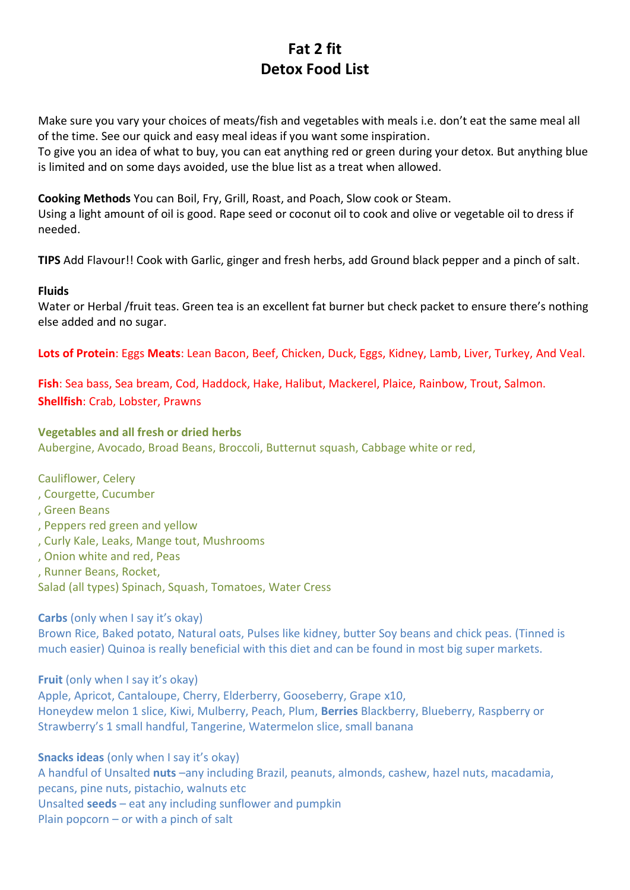# Fat 2 fit
# Detox Food List

Make sure you vary your choices of meats/fish and vegetables with meals i.e. don't eat the same meal all of the time. See our quick and easy meal ideas if you want some inspiration.
To give you an idea of what to buy, you can eat anything red or green during your detox. But anything blue is limited and on some days avoided, use the blue list as a treat when allowed.

**Cooking Methods** You can Boil, Fry, Grill, Roast, and Poach, Slow cook or Steam.
Using a light amount of oil is good. Rape seed or coconut oil to cook and olive or vegetable oil to dress if needed.

**TIPS** Add Flavour!! Cook with Garlic, ginger and fresh herbs, add Ground black pepper and a pinch of salt.

**Fluids**
Water or Herbal /fruit teas. Green tea is an excellent fat burner but check packet to ensure there's nothing else added and no sugar.

**Lots of Protein**: Eggs **Meats**: Lean Bacon, Beef, Chicken, Duck, Eggs, Kidney, Lamb, Liver, Turkey, And Veal.

**Fish**: Sea bass, Sea bream, Cod, Haddock, Hake, Halibut, Mackerel, Plaice, Rainbow, Trout, Salmon.
**Shellfish**: Crab, Lobster, Prawns

**Vegetables and all fresh or dried herbs**
Aubergine, Avocado, Broad Beans, Broccoli, Butternut squash, Cabbage white or red,

Cauliflower, Celery
, Courgette, Cucumber
, Green Beans
, Peppers red green and yellow
, Curly Kale, Leaks, Mange tout, Mushrooms
, Onion white and red, Peas
, Runner Beans, Rocket,
Salad (all types) Spinach, Squash, Tomatoes, Water Cress

**Carbs** (only when I say it's okay)
Brown Rice, Baked potato, Natural oats, Pulses like kidney, butter Soy beans and chick peas. (Tinned is much easier) Quinoa is really beneficial with this diet and can be found in most big super markets.

**Fruit** (only when I say it's okay)
Apple, Apricot, Cantaloupe, Cherry, Elderberry, Gooseberry, Grape x10,
Honeydew melon 1 slice, Kiwi, Mulberry, Peach, Plum, **Berries** Blackberry, Blueberry, Raspberry or Strawberry's 1 small handful, Tangerine, Watermelon slice, small banana

**Snacks ideas** (only when I say it's okay)
A handful of Unsalted **nuts** –any including Brazil, peanuts, almonds, cashew, hazel nuts, macadamia, pecans, pine nuts, pistachio, walnuts etc
Unsalted **seeds** – eat any including sunflower and pumpkin
Plain popcorn – or with a pinch of salt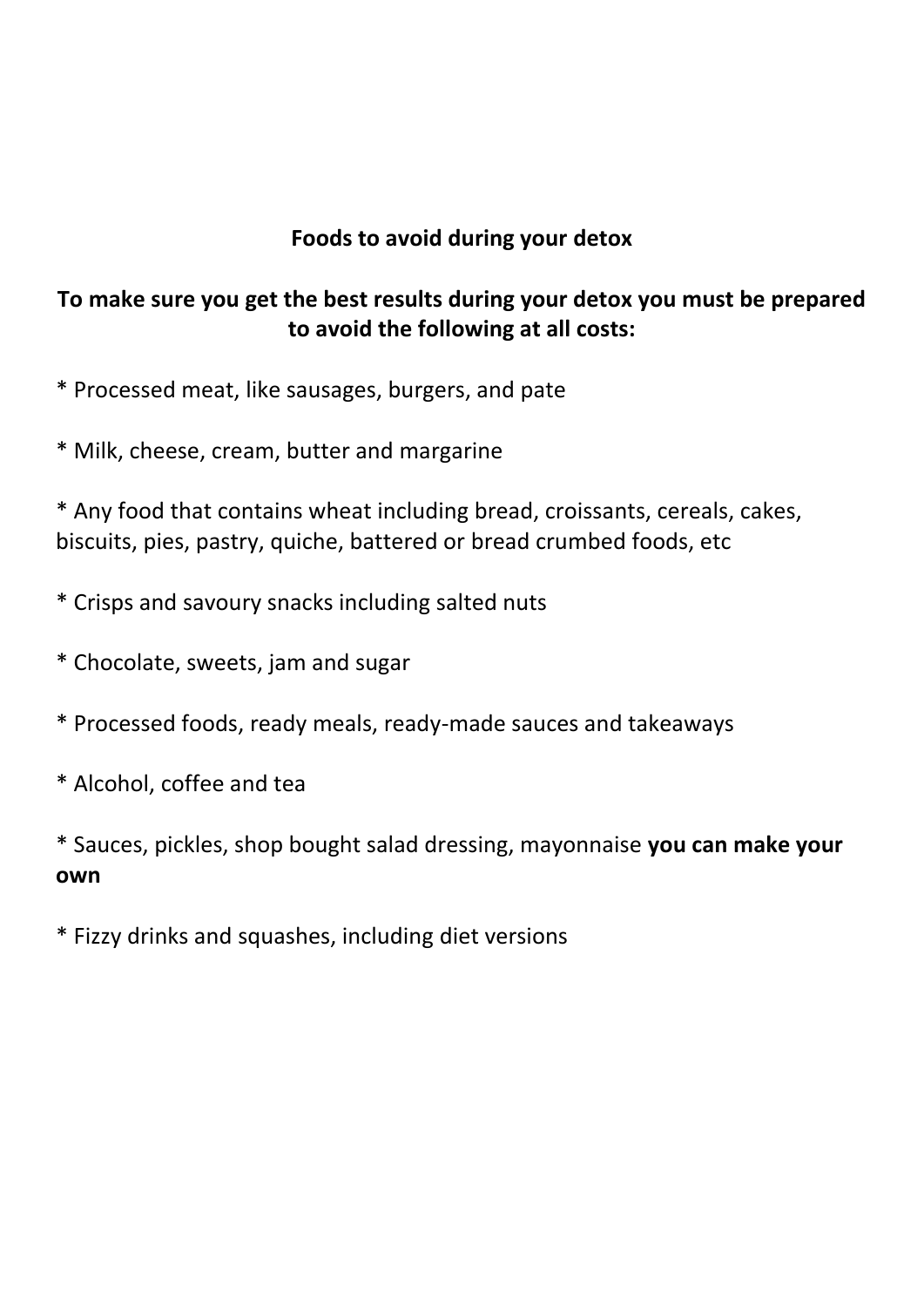**Foods to avoid during your detox**

**To make sure you get the best results during your detox you must be prepared to avoid the following at all costs:**

* Processed meat, like sausages, burgers, and pate

* Milk, cheese, cream, butter and margarine

* Any food that contains wheat including bread, croissants, cereals, cakes, biscuits, pies, pastry, quiche, battered or bread crumbed foods, etc

* Crisps and savoury snacks including salted nuts

* Chocolate, sweets, jam and sugar

* Processed foods, ready meals, ready-made sauces and takeaways

* Alcohol, coffee and tea

* Sauces, pickles, shop bought salad dressing, mayonnaise **you can make your own**

* Fizzy drinks and squashes, including diet versions